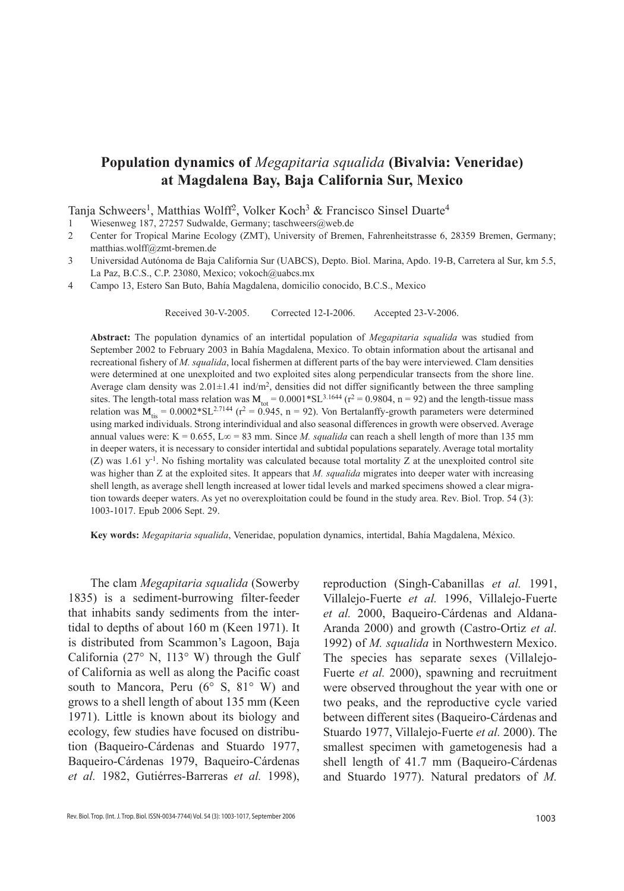# Population dynamics of *Megapitaria squalida* (Bivalvia: Veneridae) at Magdalena Bay, Baja California Sur, Mexico

Tanja Schweers[1], Matthias Wolff[2], Volker Koch[3] & Francisco Sinsel Duarte[4]

1 Wiesenweg 187, 27257 Sudwalde, Germany; taschweers@web.de

2 Center for Tropical Marine Ecology (ZMT), University of Bremen, Fahrenheitstrasse 6, 28359 Bremen, Germany; matthias.wolff@zmt-bremen.de

3 Universidad Autónoma de Baja California Sur (UABCS), Depto. Biol. Marina, Apdo. 19-B, Carretera al Sur, km 5.5, La Paz, B.C.S., C.P. 23080, Mexico; vokoch@uabcs.mx

4 Campo 13, Estero San Buto, Bahía Magdalena, domicilio conocido, B.C.S., Mexico

Received 30-V-2005. Corrected 12-I-2006. Accepted 23-V-2006.

**Abstract:** The population dynamics of an intertidal population of *Megapitaria squalida* was studied from September 2002 to February 2003 in Bahía Magdalena, Mexico. To obtain information about the artisanal and recreational fishery of *M. squalida*, local fishermen at different parts of the bay were interviewed. Clam densities were determined at one unexploited and two exploited sites along perpendicular transects from the shore line. Average clam density was 2.01±1.41 ind/m$^2$, densities did not differ significantly between the three sampling sites. The length-total mass relation was $M_{tot} = 0.0001*SL^{3.1644}$ ($r^2 = 0.9804$, n = 92) and the length-tissue mass relation was $M_{tis} = 0.0002*SL^{2.7144}$ ($r^2 = 0.945$, n = 92). Von Bertalanffy-growth parameters were determined using marked individuals. Strong interindividual and also seasonal differences in growth were observed. Average annual values were: K = 0.655, L∞ = 83 mm. Since *M. squalida* can reach a shell length of more than 135 mm in deeper waters, it is necessary to consider intertidal and subtidal populations separately. Average total mortality (Z) was 1.61 y$^{-1}$. No fishing mortality was calculated because total mortality Z at the unexploited control site was higher than Z at the exploited sites. It appears that *M. squalida* migrates into deeper water with increasing shell length, as average shell length increased at lower tidal levels and marked specimens showed a clear migration towards deeper waters. As yet no overexploitation could be found in the study area. Rev. Biol. Trop. 54 (3): 1003-1017. Epub 2006 Sept. 29.

**Key words:** *Megapitaria squalida*, Veneridae, population dynamics, intertidal, Bahía Magdalena, México.

The clam *Megapitaria squalida* (Sowerby 1835) is a sediment-burrowing filter-feeder that inhabits sandy sediments from the intertidal to depths of about 160 m (Keen 1971). It is distributed from Scammon's Lagoon, Baja California (27° N, 113° W) through the Gulf of California as well as along the Pacific coast south to Mancora, Peru (6° S, 81° W) and grows to a shell length of about 135 mm (Keen 1971). Little is known about its biology and ecology, few studies have focused on distribution (Baqueiro-Cárdenas and Stuardo 1977, Baqueiro-Cárdenas 1979, Baqueiro-Cárdenas *et al.* 1982, Gutiérres-Barreras *et al.* 1998), reproduction (Singh-Cabanillas *et al.* 1991, Villalejo-Fuerte *et al.* 1996, Villalejo-Fuerte *et al.* 2000, Baqueiro-Cárdenas and Aldana-Aranda 2000) and growth (Castro-Ortiz *et al.* 1992) of *M. squalida* in Northwestern Mexico. The species has separate sexes (Villalejo-Fuerte *et al.* 2000), spawning and recruitment were observed throughout the year with one or two peaks, and the reproductive cycle varied between different sites (Baqueiro-Cárdenas and Stuardo 1977, Villalejo-Fuerte *et al.* 2000). The smallest specimen with gametogenesis had a shell length of 41.7 mm (Baqueiro-Cárdenas and Stuardo 1977). Natural predators of *M.*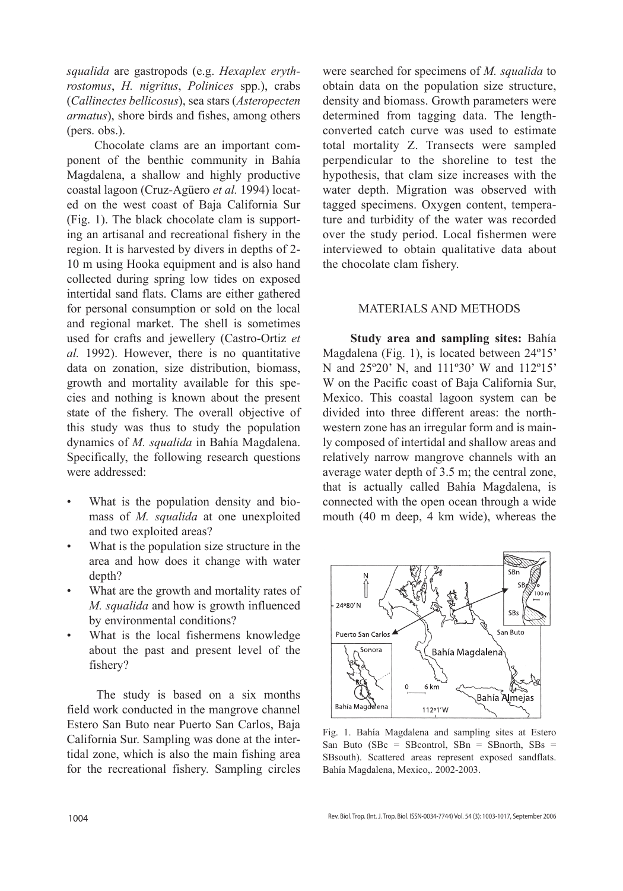*squalida* are gastropods (e.g. *Hexaplex erythrostomus*, *H. nigritus*, *Polinices* spp.), crabs (*Callinectes bellicosus*), sea stars (*Asteropecten armatus*), shore birds and fishes, among others (pers. obs.).

Chocolate clams are an important component of the benthic community in Bahía Magdalena, a shallow and highly productive coastal lagoon (Cruz-Agüero *et al.* 1994) located on the west coast of Baja California Sur (Fig. 1). The black chocolate clam is supporting an artisanal and recreational fishery in the region. It is harvested by divers in depths of 2-10 m using Hooka equipment and is also hand collected during spring low tides on exposed intertidal sand flats. Clams are either gathered for personal consumption or sold on the local and regional market. The shell is sometimes used for crafts and jewellery (Castro-Ortiz *et al.* 1992). However, there is no quantitative data on zonation, size distribution, biomass, growth and mortality available for this species and nothing is known about the present state of the fishery. The overall objective of this study was thus to study the population dynamics of *M. squalida* in Bahía Magdalena. Specifically, the following research questions were addressed:

- What is the population density and biomass of *M. squalida* at one unexploited and two exploited areas?
- What is the population size structure in the area and how does it change with water depth?
- What are the growth and mortality rates of *M. squalida* and how is growth influenced by environmental conditions?
- What is the local fishermens knowledge about the past and present level of the fishery?

The study is based on a six months field work conducted in the mangrove channel Estero San Buto near Puerto San Carlos, Baja California Sur. Sampling was done at the intertidal zone, which is also the main fishing area for the recreational fishery. Sampling circles were searched for specimens of *M. squalida* to obtain data on the population size structure, density and biomass. Growth parameters were determined from tagging data. The length-converted catch curve was used to estimate total mortality Z. Transects were sampled perpendicular to the shoreline to test the hypothesis, that clam size increases with the water depth. Migration was observed with tagged specimens. Oxygen content, temperature and turbidity of the water was recorded over the study period. Local fishermen were interviewed to obtain qualitative data about the chocolate clam fishery.

## MATERIALS AND METHODS

**Study area and sampling sites:** Bahía Magdalena (Fig. 1), is located between 24º15' N and 25º20' N, and 111º30' W and 112º15' W on the Pacific coast of Baja California Sur, Mexico. This coastal lagoon system can be divided into three different areas: the northwestern zone has an irregular form and is mainly composed of intertidal and shallow areas and relatively narrow mangrove channels with an average water depth of 3.5 m; the central zone, that is actually called Bahía Magdalena, is connected with the open ocean through a wide mouth (40 m deep, 4 km wide), whereas the

Fig. 1. Bahía Magdalena and sampling sites at Estero San Buto (SBc = SBcontrol, SBn = SBnorth, SBs = SBsouth). Scattered areas represent exposed sandflats. Bahía Magdalena, Mexico,. 2002-2003.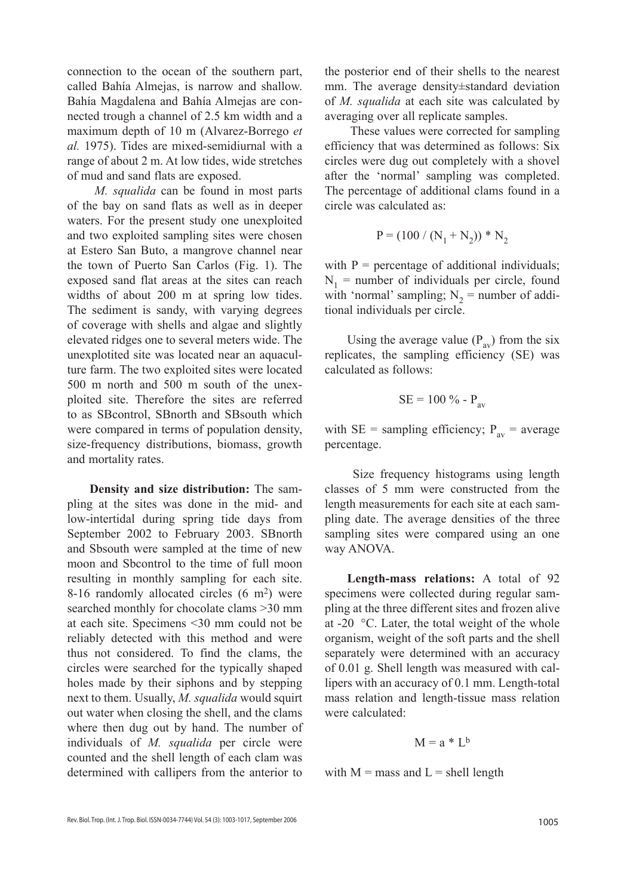connection to the ocean of the southern part, called Bahía Almejas, is narrow and shallow. Bahía Magdalena and Bahía Almejas are connected trough a channel of 2.5 km width and a maximum depth of 10 m (Alvarez-Borrego *et al.* 1975). Tides are mixed-semidiurnal with a range of about 2 m. At low tides, wide stretches of mud and sand flats are exposed.

*M. squalida* can be found in most parts of the bay on sand flats as well as in deeper waters. For the present study one unexploited and two exploited sampling sites were chosen at Estero San Buto, a mangrove channel near the town of Puerto San Carlos (Fig. 1). The exposed sand flat areas at the sites can reach widths of about 200 m at spring low tides. The sediment is sandy, with varying degrees of coverage with shells and algae and slightly elevated ridges one to several meters wide. The unexplotited site was located near an aquaculture farm. The two exploited sites were located 500 m north and 500 m south of the unexploited site. Therefore the sites are referred to as SBcontrol, SBnorth and SBsouth which were compared in terms of population density, size-frequency distributions, biomass, growth and mortality rates.

**Density and size distribution:** The sampling at the sites was done in the mid- and low-intertidal during spring tide days from September 2002 to February 2003. SBnorth and Sbsouth were sampled at the time of new moon and Sbcontrol to the time of full moon resulting in monthly sampling for each site. 8-16 randomly allocated circles (6 $m^2$) were searched monthly for chocolate clams >30 mm at each site. Specimens <30 mm could not be reliably detected with this method and were thus not considered. To find the clams, the circles were searched for the typically shaped holes made by their siphons and by stepping next to them. Usually, *M. squalida* would squirt out water when closing the shell, and the clams where then dug out by hand. The number of individuals of *M. squalida* per circle were counted and the shell length of each clam was determined with callipers from the anterior to the posterior end of their shells to the nearest mm. The average density±standard deviation of *M. squalida* at each site was calculated by averaging over all replicate samples.

These values were corrected for sampling efficiency that was determined as follows: Six circles were dug out completely with a shovel after the 'normal' sampling was completed. The percentage of additional clams found in a circle was calculated as:

$$P = (100 / (N_1 + N_2)) * N_2$$

with P = percentage of additional individuals; $N_1$ = number of individuals per circle, found with 'normal' sampling; $N_2$ = number of additional individuals per circle.

Using the average value ($P_{av}$) from the six replicates, the sampling efficiency (SE) was calculated as follows:

$$SE = 100\ \% - P_{av}$$

with SE = sampling efficiency; $P_{av}$ = average percentage.

Size frequency histograms using length classes of 5 mm were constructed from the length measurements for each site at each sampling date. The average densities of the three sampling sites were compared using an one way ANOVA.

**Length-mass relations:** A total of 92 specimens were collected during regular sampling at the three different sites and frozen alive at -20 °C. Later, the total weight of the whole organism, weight of the soft parts and the shell separately were determined with an accuracy of 0.01 g. Shell length was measured with callipers with an accuracy of 0.1 mm. Length-total mass relation and length-tissue mass relation were calculated:

$$M = a * L^b$$

with M = mass and L = shell length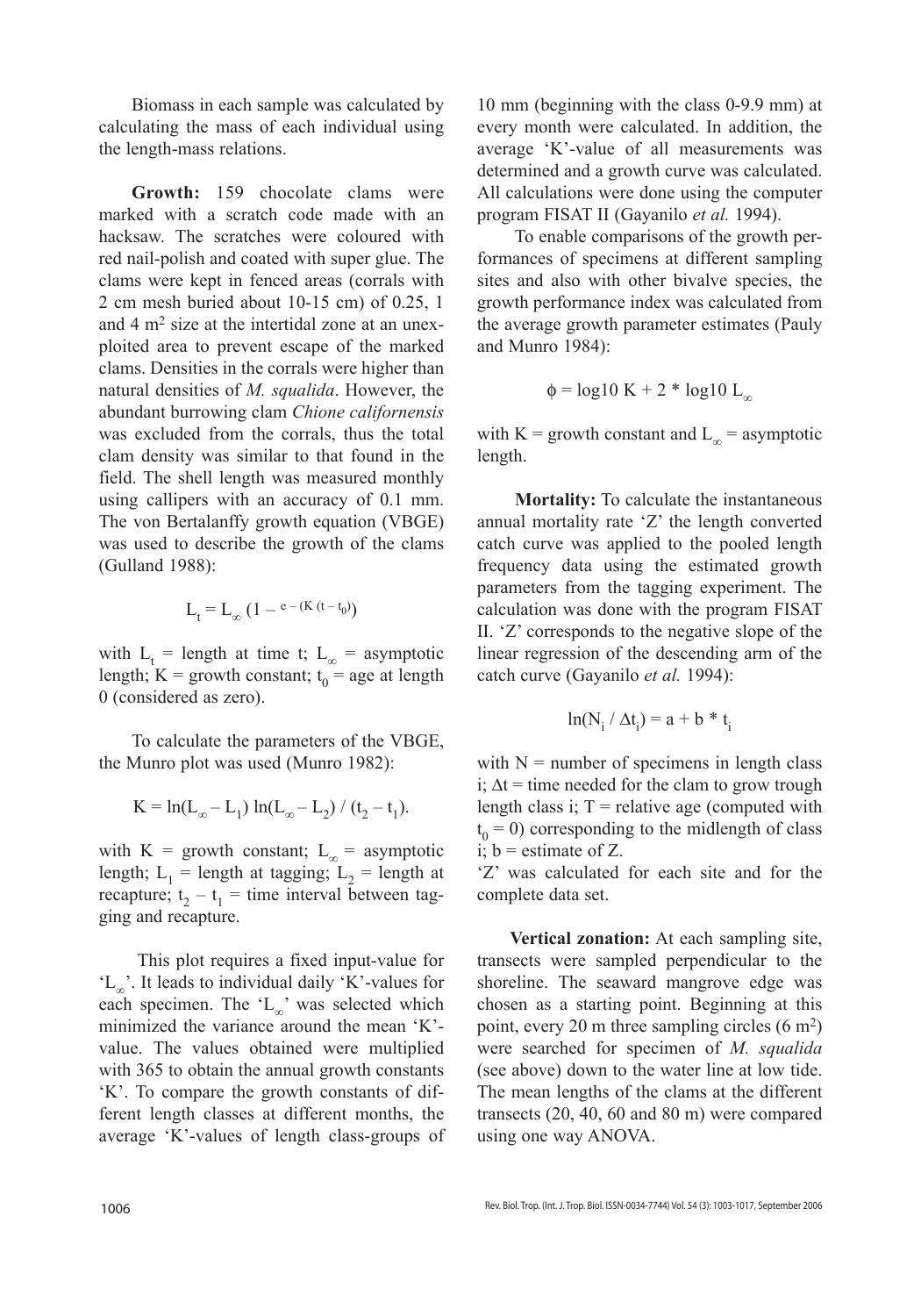Biomass in each sample was calculated by calculating the mass of each individual using the length-mass relations.

**Growth:** 159 chocolate clams were marked with a scratch code made with an hacksaw. The scratches were coloured with red nail-polish and coated with super glue. The clams were kept in fenced areas (corrals with 2 cm mesh buried about 10-15 cm) of 0.25, 1 and 4 $m^2$ size at the intertidal zone at an unexploited area to prevent escape of the marked clams. Densities in the corrals were higher than natural densities of *M. squalida*. However, the abundant burrowing clam *Chione californensis* was excluded from the corrals, thus the total clam density was similar to that found in the field. The shell length was measured monthly using callipers with an accuracy of 0.1 mm. The von Bertalanffy growth equation (VBGE) was used to describe the growth of the clams (Gulland 1988):

$$L_t = L_\infty (1 - e^{-(K (t - t_0))})$$

with $L_t$ = length at time t; $L_\infty$ = asymptotic length; K = growth constant; $t_0$ = age at length 0 (considered as zero).

To calculate the parameters of the VBGE, the Munro plot was used (Munro 1982):

$$K = \ln(L_\infty - L_1) \ln(L_\infty - L_2) / (t_2 - t_1).$$

with K = growth constant; $L_\infty$ = asymptotic length; $L_1$ = length at tagging; $L_2$ = length at recapture; $t_2 - t_1$ = time interval between tagging and recapture.

This plot requires a fixed input-value for '$L_\infty$'. It leads to individual daily 'K'-values for each specimen. The '$L_\infty$' was selected which minimized the variance around the mean 'K'-value. The values obtained were multiplied with 365 to obtain the annual growth constants 'K'. To compare the growth constants of different length classes at different months, the average 'K'-values of length class-groups of 10 mm (beginning with the class 0-9.9 mm) at every month were calculated. In addition, the average 'K'-value of all measurements was determined and a growth curve was calculated. All calculations were done using the computer program FISAT II (Gayanilo *et al.* 1994).

To enable comparisons of the growth performances of specimens at different sampling sites and also with other bivalve species, the growth performance index was calculated from the average growth parameter estimates (Pauly and Munro 1984):

$$\phi = \log10\ K + 2 * \log10\ L_\infty$$

with K = growth constant and $L_\infty$ = asymptotic length.

**Mortality:** To calculate the instantaneous annual mortality rate 'Z' the length converted catch curve was applied to the pooled length frequency data using the estimated growth parameters from the tagging experiment. The calculation was done with the program FISAT II. 'Z' corresponds to the negative slope of the linear regression of the descending arm of the catch curve (Gayanilo *et al.* 1994):

$$\ln(N_i / \Delta t_i) = a + b * t_i$$

with N = number of specimens in length class i; $\Delta t$ = time needed for the clam to grow trough length class i; T = relative age (computed with $t_0 = 0$) corresponding to the midlength of class i; b = estimate of Z.

'Z' was calculated for each site and for the complete data set.

**Vertical zonation:** At each sampling site, transects were sampled perpendicular to the shoreline. The seaward mangrove edge was chosen as a starting point. Beginning at this point, every 20 m three sampling circles (6 $m^2$) were searched for specimen of *M. squalida* (see above) down to the water line at low tide. The mean lengths of the clams at the different transects (20, 40, 60 and 80 m) were compared using one way ANOVA.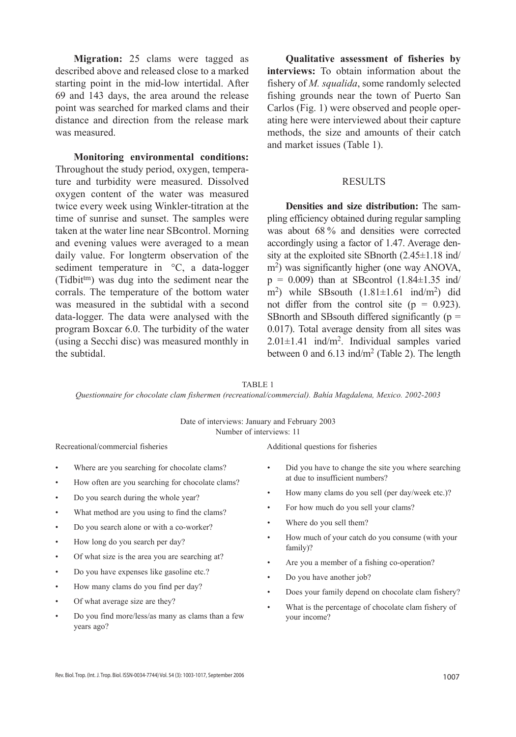**Migration:** 25 clams were tagged as described above and released close to a marked starting point in the mid-low intertidal. After 69 and 143 days, the area around the release point was searched for marked clams and their distance and direction from the release mark was measured.

**Monitoring environmental conditions:** Throughout the study period, oxygen, temperature and turbidity were measured. Dissolved oxygen content of the water was measured twice every week using Winkler-titration at the time of sunrise and sunset. The samples were taken at the water line near SBcontrol. Morning and evening values were averaged to a mean daily value. For longterm observation of the sediment temperature in °C, a data-logger (Tidbit[tm]) was dug into the sediment near the corrals. The temperature of the bottom water was measured in the subtidal with a second data-logger. The data were analysed with the program Boxcar 6.0. The turbidity of the water (using a Secchi disc) was measured monthly in the subtidal.

**Qualitative assessment of fisheries by interviews:** To obtain information about the fishery of *M. squalida*, some randomly selected fishing grounds near the town of Puerto San Carlos (Fig. 1) were observed and people operating here were interviewed about their capture methods, the size and amounts of their catch and market issues (Table 1).

## RESULTS

**Densities and size distribution:** The sampling efficiency obtained during regular sampling was about 68 % and densities were corrected accordingly using a factor of 1.47. Average density at the exploited site SBnorth (2.45±1.18 ind/m$^2$) was significantly higher (one way ANOVA, $p = 0.009$) than at SBcontrol (1.84±1.35 ind/m$^2$) while SBsouth (1.81±1.61 ind/m$^2$) did not differ from the control site ($p = 0.923$). SBnorth and SBsouth differed significantly ($p = 0.017$). Total average density from all sites was 2.01±1.41 ind/m$^2$. Individual samples varied between 0 and 6.13 ind/m$^2$ (Table 2). The length

TABLE 1

*Questionnaire for chocolate clam fishermen (recreational/commercial). Bahía Magdalena, Mexico. 2002-2003*

Date of interviews: January and February 2003
Number of interviews: 11

| Recreational/commercial fisheries | Additional questions for fisheries |
|---|---|
| • Where are you searching for chocolate clams? | • Did you have to change the site you where searching at due to insufficient numbers? |
| • How often are you searching for chocolate clams? | • How many clams do you sell (per day/week etc.)? |
| • Do you search during the whole year? | • For how much do you sell your clams? |
| • What method are you using to find the clams? | • Where do you sell them? |
| • Do you search alone or with a co-worker? | • How much of your catch do you consume (with your family)? |
| • How long do you search per day? | • Are you a member of a fishing co-operation? |
| • Of what size is the area you are searching at? | • Do you have another job? |
| • Do you have expenses like gasoline etc.? | • Does your family depend on chocolate clam fishery? |
| • How many clams do you find per day? | • What is the percentage of chocolate clam fishery of your income? |
| • Of what average size are they? | |
| • Do you find more/less/as many as clams than a few years ago? | |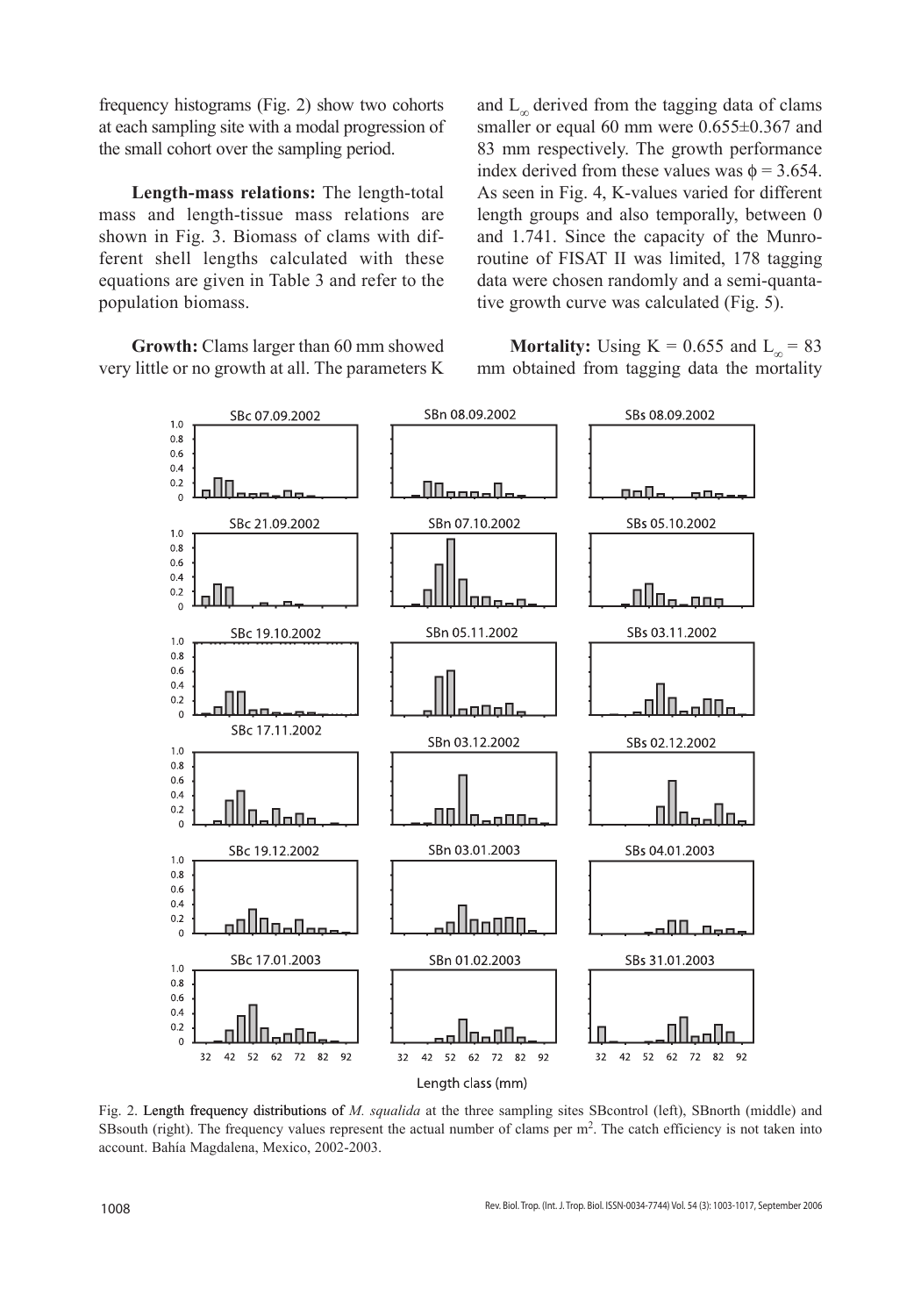frequency histograms (Fig. 2) show two cohorts at each sampling site with a modal progression of the small cohort over the sampling period.

**Length-mass relations:** The length-total mass and length-tissue mass relations are shown in Fig. 3. Biomass of clams with different shell lengths calculated with these equations are given in Table 3 and refer to the population biomass.

**Growth:** Clams larger than 60 mm showed very little or no growth at all. The parameters K and $L_\infty$ derived from the tagging data of clams smaller or equal 60 mm were 0.655±0.367 and 83 mm respectively. The growth performance index derived from these values was $\phi = 3.654$. As seen in Fig. 4, K-values varied for different length groups and also temporally, between 0 and 1.741. Since the capacity of the Munro-routine of FISAT II was limited, 178 tagging data were chosen randomly and a semi-quantative growth curve was calculated (Fig. 5).

**Mortality:** Using K = 0.655 and $L_\infty$ = 83 mm obtained from tagging data the mortality

Fig. 2. Length frequency distributions of *M. squalida* at the three sampling sites SBcontrol (left), SBnorth (middle) and SBsouth (right). The frequency values represent the actual number of clams per m$^2$. The catch efficiency is not taken into account. Bahía Magdalena, Mexico, 2002-2003.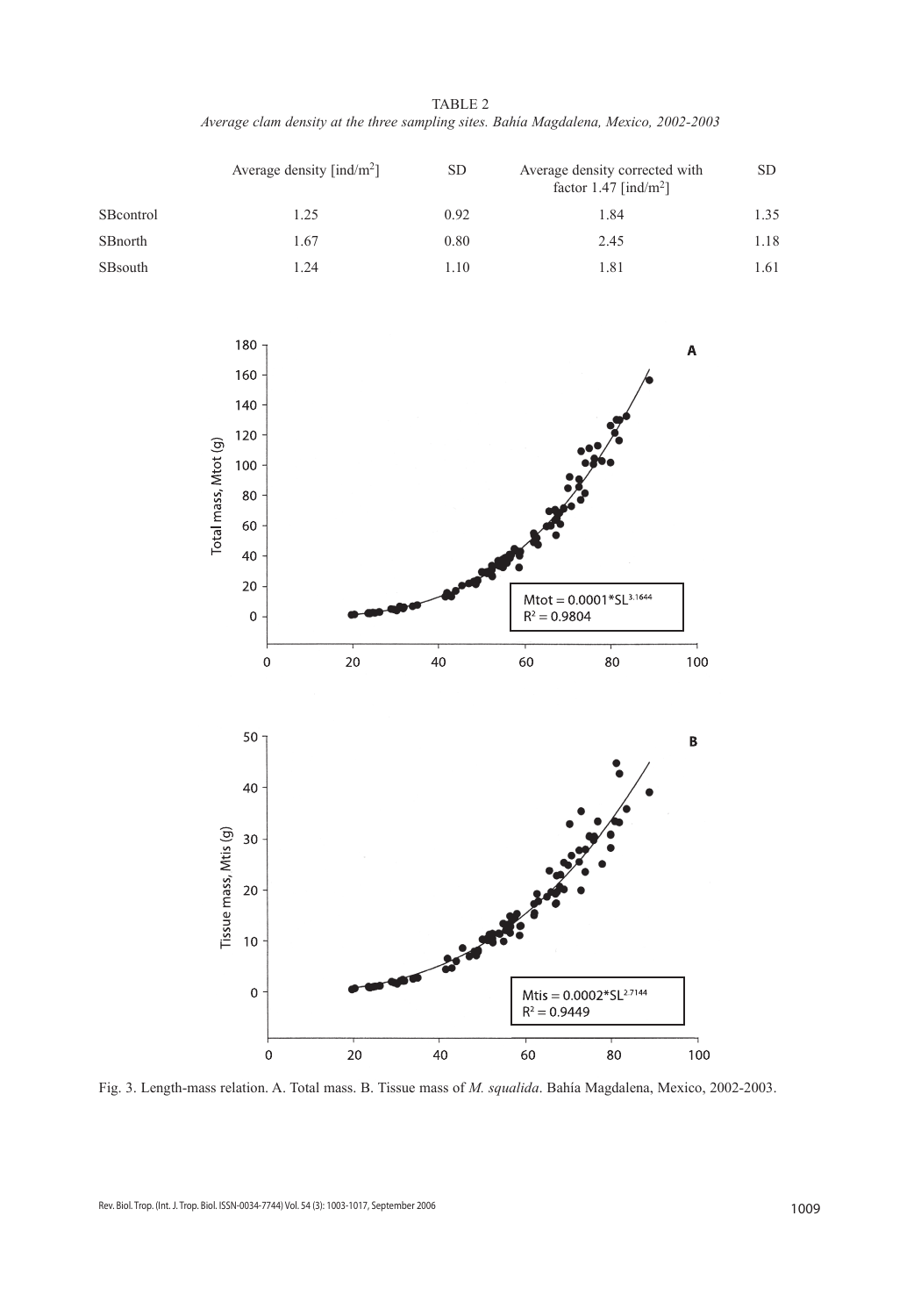TABLE 2

*Average clam density at the three sampling sites. Bahía Magdalena, Mexico, 2002-2003*

| | Average density [ind/m$^2$] | SD | Average density corrected with factor 1.47 [ind/m$^2$] | SD |
|---|---|---|---|---|
| SBcontrol | 1.25 | 0.92 | 1.84 | 1.35 |
| SBnorth | 1.67 | 0.80 | 2.45 | 1.18 |
| SBsouth | 1.24 | 1.10 | 1.81 | 1.61 |

Fig. 3. Length-mass relation. A. Total mass. B. Tissue mass of *M. squalida*. Bahía Magdalena, Mexico, 2002-2003.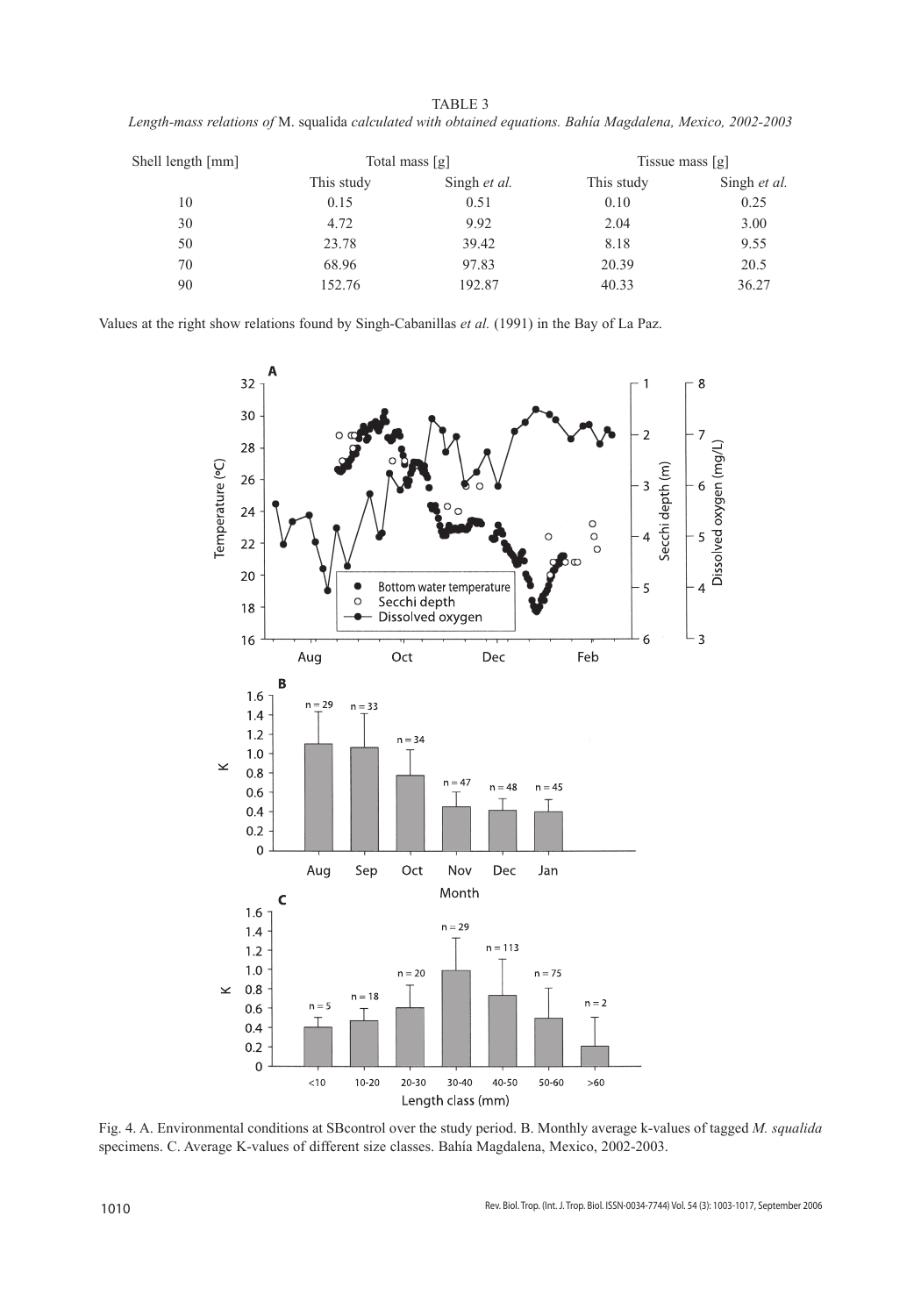TABLE 3

*Length-mass relations of* M. squalida *calculated with obtained equations. Bahía Magdalena, Mexico, 2002-2003*

| Shell length [mm] | Total mass [g] | | Tissue mass [g] | |
|---|---|---|---|---|
| | This study | Singh *et al.* | This study | Singh *et al.* |
| 10 | 0.15 | 0.51 | 0.10 | 0.25 |
| 30 | 4.72 | 9.92 | 2.04 | 3.00 |
| 50 | 23.78 | 39.42 | 8.18 | 9.55 |
| 70 | 68.96 | 97.83 | 20.39 | 20.5 |
| 90 | 152.76 | 192.87 | 40.33 | 36.27 |

Values at the right show relations found by Singh-Cabanillas *et al.* (1991) in the Bay of La Paz.

Fig. 4. A. Environmental conditions at SBcontrol over the study period. B. Monthly average k-values of tagged *M. squalida* specimens. C. Average K-values of different size classes. Bahía Magdalena, Mexico, 2002-2003.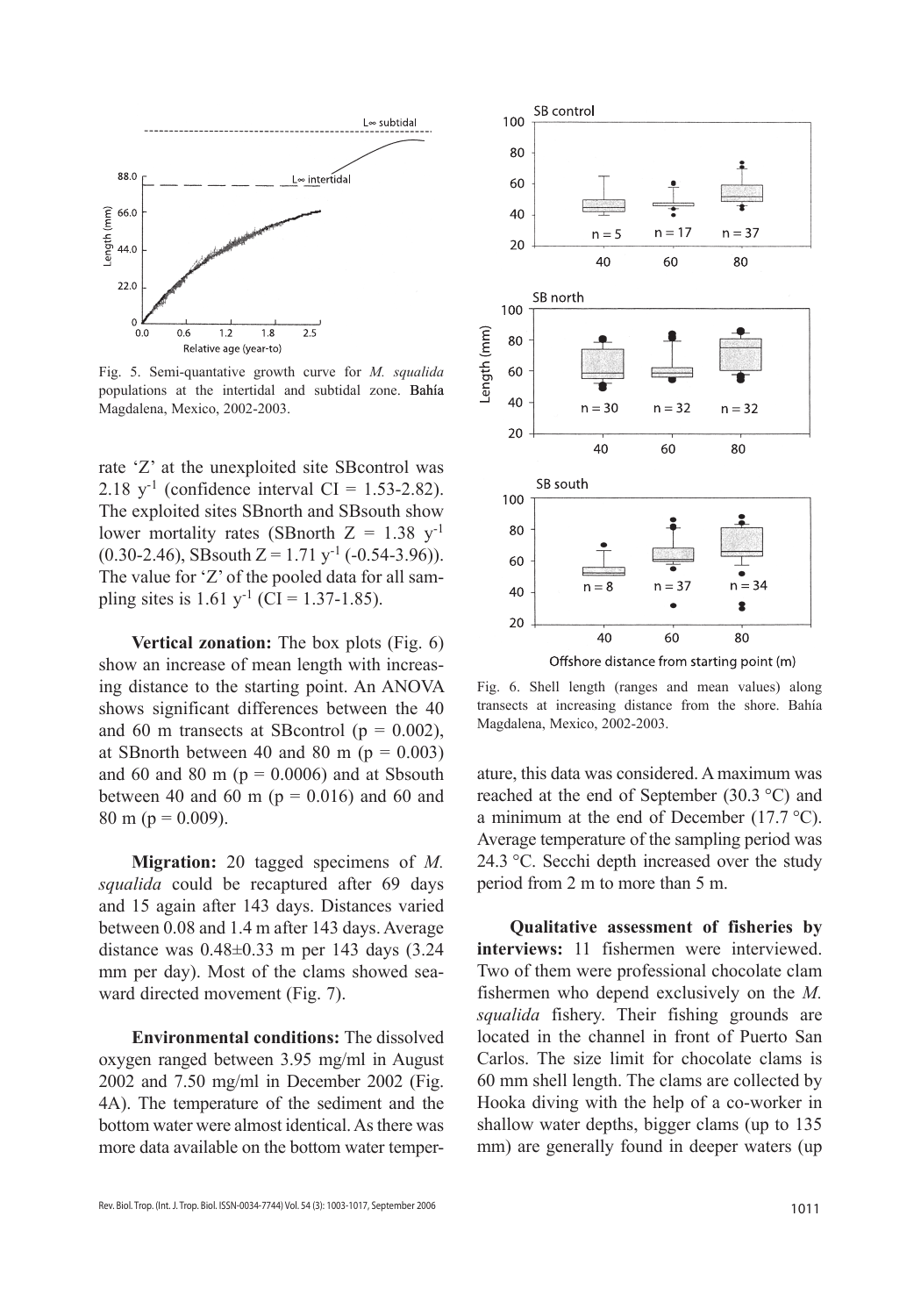Fig. 5. Semi-quantative growth curve for *M. squalida* populations at the intertidal and subtidal zone. Bahía Magdalena, Mexico, 2002-2003.

rate 'Z' at the unexploited site SBcontrol was 2.18 $y^{-1}$ (confidence interval CI = 1.53-2.82). The exploited sites SBnorth and SBsouth show lower mortality rates (SBnorth Z = 1.38 $y^{-1}$ (0.30-2.46), SBsouth Z = 1.71 $y^{-1}$ (-0.54-3.96)). The value for 'Z' of the pooled data for all sampling sites is 1.61 $y^{-1}$ (CI = 1.37-1.85).

**Vertical zonation:** The box plots (Fig. 6) show an increase of mean length with increasing distance to the starting point. An ANOVA shows significant differences between the 40 and 60 m transects at SBcontrol ($p = 0.002$), at SBnorth between 40 and 80 m ($p = 0.003$) and 60 and 80 m ($p = 0.0006$) and at Sbsouth between 40 and 60 m ($p = 0.016$) and 60 and 80 m ($p = 0.009$).

**Migration:** 20 tagged specimens of *M. squalida* could be recaptured after 69 days and 15 again after 143 days. Distances varied between 0.08 and 1.4 m after 143 days. Average distance was 0.48±0.33 m per 143 days (3.24 mm per day). Most of the clams showed seaward directed movement (Fig. 7).

**Environmental conditions:** The dissolved oxygen ranged between 3.95 mg/ml in August 2002 and 7.50 mg/ml in December 2002 (Fig. 4A). The temperature of the sediment and the bottom water were almost identical. As there was more data available on the bottom water temperature, this data was considered. A maximum was reached at the end of September (30.3 °C) and a minimum at the end of December (17.7 °C). Average temperature of the sampling period was 24.3 °C. Secchi depth increased over the study period from 2 m to more than 5 m.

Fig. 6. Shell length (ranges and mean values) along transects at increasing distance from the shore. Bahía Magdalena, Mexico, 2002-2003.

**Qualitative assessment of fisheries by interviews:** 11 fishermen were interviewed. Two of them were professional chocolate clam fishermen who depend exclusively on the *M. squalida* fishery. Their fishing grounds are located in the channel in front of Puerto San Carlos. The size limit for chocolate clams is 60 mm shell length. The clams are collected by Hooka diving with the help of a co-worker in shallow water depths, bigger clams (up to 135 mm) are generally found in deeper waters (up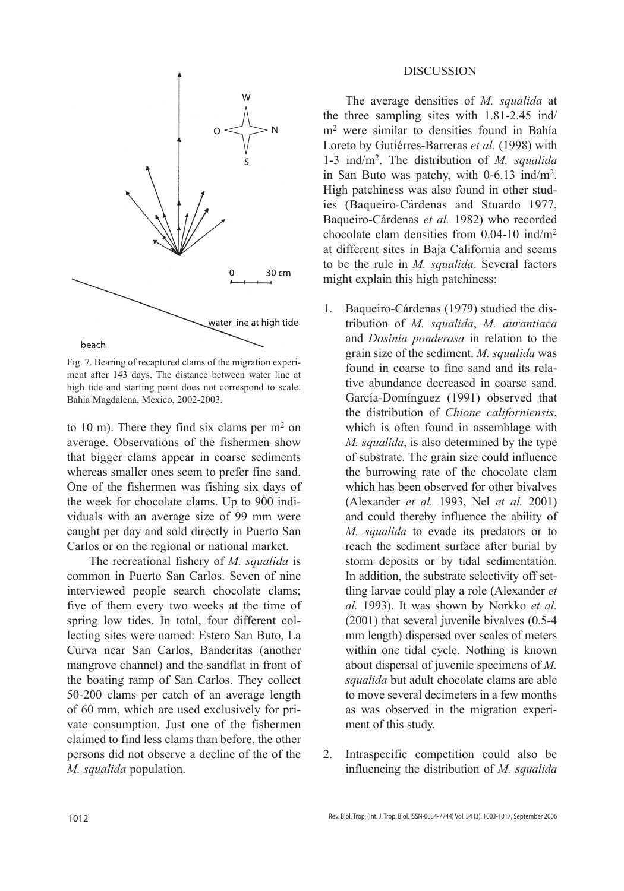Fig. 7. Bearing of recaptured clams of the migration experiment after 143 days. The distance between water line at high tide and starting point does not correspond to scale. Bahía Magdalena, Mexico, 2002-2003.

to 10 m). There they find six clams per m$^2$ on average. Observations of the fishermen show that bigger clams appear in coarse sediments whereas smaller ones seem to prefer fine sand. One of the fishermen was fishing six days of the week for chocolate clams. Up to 900 individuals with an average size of 99 mm were caught per day and sold directly in Puerto San Carlos or on the regional or national market.

The recreational fishery of *M. squalida* is common in Puerto San Carlos. Seven of nine interviewed people search chocolate clams; five of them every two weeks at the time of spring low tides. In total, four different collecting sites were named: Estero San Buto, La Curva near San Carlos, Banderitas (another mangrove channel) and the sandflat in front of the boating ramp of San Carlos. They collect 50-200 clams per catch of an average length of 60 mm, which are used exclusively for private consumption. Just one of the fishermen claimed to find less clams than before, the other persons did not observe a decline of the of the *M. squalida* population.

## DISCUSSION

The average densities of *M. squalida* at the three sampling sites with 1.81-2.45 ind/m$^2$ were similar to densities found in Bahía Loreto by Gutiérres-Barreras *et al.* (1998) with 1-3 ind/m$^2$. The distribution of *M. squalida* in San Buto was patchy, with 0-6.13 ind/m$^2$. High patchiness was also found in other studies (Baqueiro-Cárdenas and Stuardo 1977, Baqueiro-Cárdenas *et al.* 1982) who recorded chocolate clam densities from 0.04-10 ind/m$^2$ at different sites in Baja California and seems to be the rule in *M. squalida*. Several factors might explain this high patchiness:

1. Baqueiro-Cárdenas (1979) studied the distribution of *M. squalida*, *M. aurantiaca* and *Dosinia ponderosa* in relation to the grain size of the sediment. *M. squalida* was found in coarse to fine sand and its relative abundance decreased in coarse sand. García-Domínguez (1991) observed that the distribution of *Chione californiensis*, which is often found in assemblage with *M. squalida*, is also determined by the type of substrate. The grain size could influence the burrowing rate of the chocolate clam which has been observed for other bivalves (Alexander *et al.* 1993, Nel *et al.* 2001) and could thereby influence the ability of *M. squalida* to evade its predators or to reach the sediment surface after burial by storm deposits or by tidal sedimentation. In addition, the substrate selectivity off settling larvae could play a role (Alexander *et al.* 1993). It was shown by Norkko *et al.* (2001) that several juvenile bivalves (0.5-4 mm length) dispersed over scales of meters within one tidal cycle. Nothing is known about dispersal of juvenile specimens of *M. squalida* but adult chocolate clams are able to move several decimeters in a few months as was observed in the migration experiment of this study.

2. Intraspecific competition could also be influencing the distribution of *M. squalida*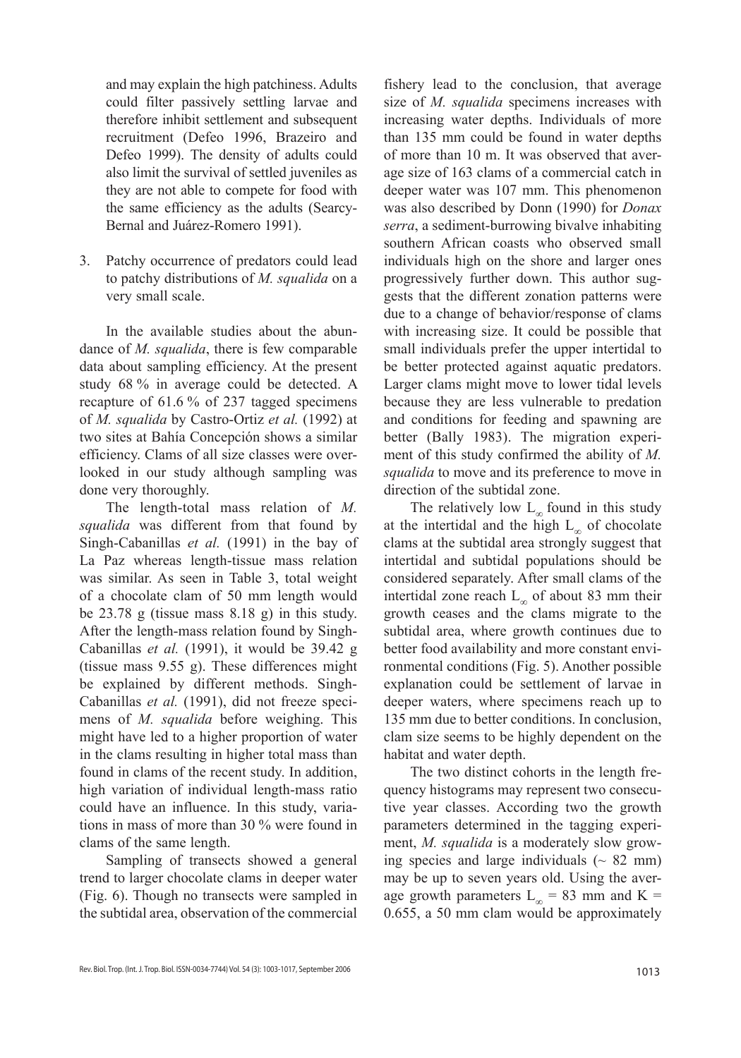and may explain the high patchiness. Adults could filter passively settling larvae and therefore inhibit settlement and subsequent recruitment (Defeo 1996, Brazeiro and Defeo 1999). The density of adults could also limit the survival of settled juveniles as they are not able to compete for food with the same efficiency as the adults (Searcy-Bernal and Juárez-Romero 1991).

3. Patchy occurrence of predators could lead to patchy distributions of *M. squalida* on a very small scale.

In the available studies about the abundance of *M. squalida*, there is few comparable data about sampling efficiency. At the present study 68 % in average could be detected. A recapture of 61.6 % of 237 tagged specimens of *M. squalida* by Castro-Ortiz *et al.* (1992) at two sites at Bahía Concepción shows a similar efficiency. Clams of all size classes were overlooked in our study although sampling was done very thoroughly.

The length-total mass relation of *M. squalida* was different from that found by Singh-Cabanillas *et al.* (1991) in the bay of La Paz whereas length-tissue mass relation was similar. As seen in Table 3, total weight of a chocolate clam of 50 mm length would be 23.78 g (tissue mass 8.18 g) in this study. After the length-mass relation found by Singh-Cabanillas *et al.* (1991), it would be 39.42 g (tissue mass 9.55 g). These differences might be explained by different methods. Singh-Cabanillas *et al.* (1991), did not freeze specimens of *M. squalida* before weighing. This might have led to a higher proportion of water in the clams resulting in higher total mass than found in clams of the recent study. In addition, high variation of individual length-mass ratio could have an influence. In this study, variations in mass of more than 30 % were found in clams of the same length.

Sampling of transects showed a general trend to larger chocolate clams in deeper water (Fig. 6). Though no transects were sampled in the subtidal area, observation of the commercial fishery lead to the conclusion, that average size of *M. squalida* specimens increases with increasing water depths. Individuals of more than 135 mm could be found in water depths of more than 10 m. It was observed that average size of 163 clams of a commercial catch in deeper water was 107 mm. This phenomenon was also described by Donn (1990) for *Donax serra*, a sediment-burrowing bivalve inhabiting southern African coasts who observed small individuals high on the shore and larger ones progressively further down. This author suggests that the different zonation patterns were due to a change of behavior/response of clams with increasing size. It could be possible that small individuals prefer the upper intertidal to be better protected against aquatic predators. Larger clams might move to lower tidal levels because they are less vulnerable to predation and conditions for feeding and spawning are better (Bally 1983). The migration experiment of this study confirmed the ability of *M. squalida* to move and its preference to move in direction of the subtidal zone.

The relatively low $L_\infty$ found in this study at the intertidal and the high $L_\infty$ of chocolate clams at the subtidal area strongly suggest that intertidal and subtidal populations should be considered separately. After small clams of the intertidal zone reach $L_\infty$ of about 83 mm their growth ceases and the clams migrate to the subtidal area, where growth continues due to better food availability and more constant environmental conditions (Fig. 5). Another possible explanation could be settlement of larvae in deeper waters, where specimens reach up to 135 mm due to better conditions. In conclusion, clam size seems to be highly dependent on the habitat and water depth.

The two distinct cohorts in the length frequency histograms may represent two consecutive year classes. According two the growth parameters determined in the tagging experiment, *M. squalida* is a moderately slow growing species and large individuals (~ 82 mm) may be up to seven years old. Using the average growth parameters $L_\infty$ = 83 mm and K = 0.655, a 50 mm clam would be approximately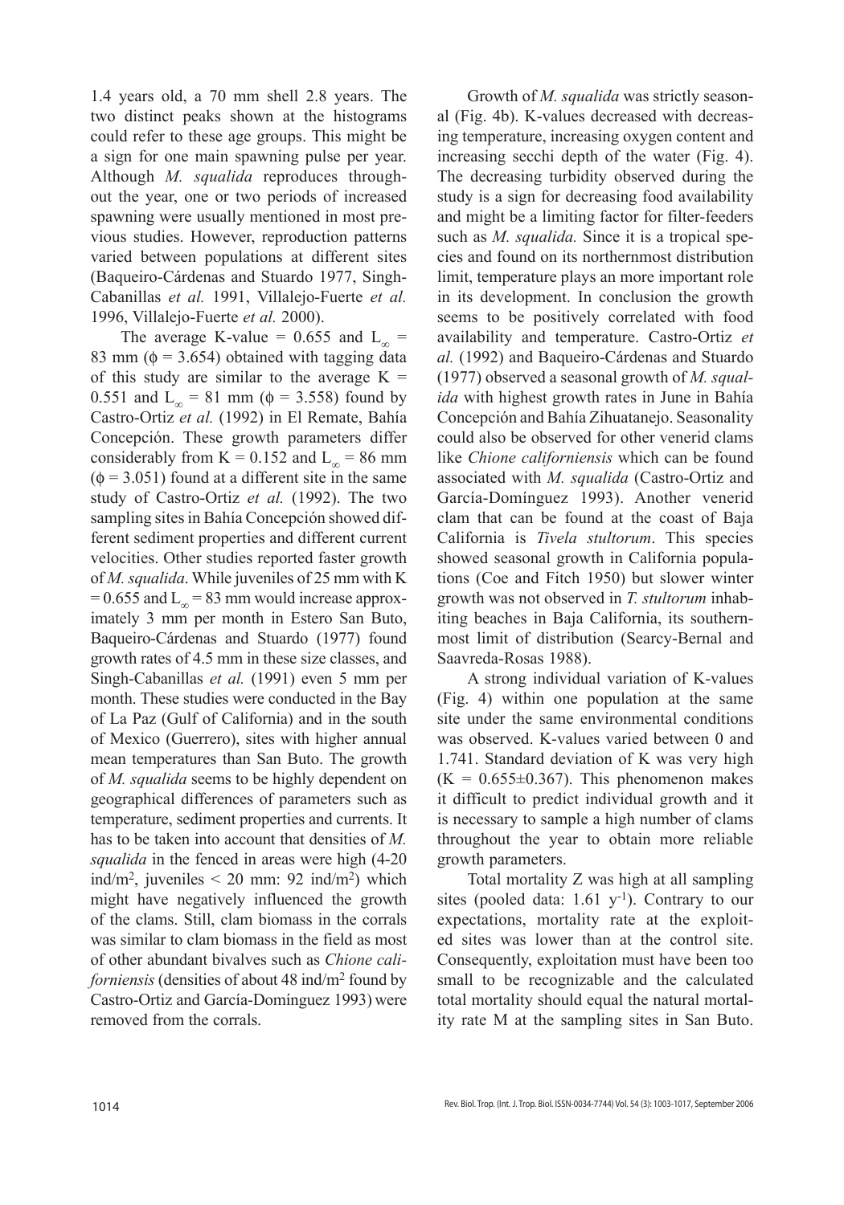1.4 years old, a 70 mm shell 2.8 years. The two distinct peaks shown at the histograms could refer to these age groups. This might be a sign for one main spawning pulse per year. Although *M. squalida* reproduces throughout the year, one or two periods of increased spawning were usually mentioned in most previous studies. However, reproduction patterns varied between populations at different sites (Baqueiro-Cárdenas and Stuardo 1977, Singh-Cabanillas *et al.* 1991, Villalejo-Fuerte *et al.* 1996, Villalejo-Fuerte *et al.* 2000).

The average K-value = 0.655 and $L_\infty$ = 83 mm ($\phi$ = 3.654) obtained with tagging data of this study are similar to the average K = 0.551 and $L_\infty$ = 81 mm ($\phi$ = 3.558) found by Castro-Ortiz *et al.* (1992) in El Remate, Bahía Concepción. These growth parameters differ considerably from K = 0.152 and $L_\infty$ = 86 mm ($\phi$ = 3.051) found at a different site in the same study of Castro-Ortiz *et al.* (1992). The two sampling sites in Bahía Concepción showed different sediment properties and different current velocities. Other studies reported faster growth of *M. squalida*. While juveniles of 25 mm with K = 0.655 and $L_\infty$ = 83 mm would increase approximately 3 mm per month in Estero San Buto, Baqueiro-Cárdenas and Stuardo (1977) found growth rates of 4.5 mm in these size classes, and Singh-Cabanillas *et al.* (1991) even 5 mm per month. These studies were conducted in the Bay of La Paz (Gulf of California) and in the south of Mexico (Guerrero), sites with higher annual mean temperatures than San Buto. The growth of *M. squalida* seems to be highly dependent on geographical differences of parameters such as temperature, sediment properties and currents. It has to be taken into account that densities of *M. squalida* in the fenced in areas were high (4-20 ind/m$^2$, juveniles < 20 mm: 92 ind/m$^2$) which might have negatively influenced the growth of the clams. Still, clam biomass in the corrals was similar to clam biomass in the field as most of other abundant bivalves such as *Chione californiensis* (densities of about 48 ind/m$^2$ found by Castro-Ortiz and García-Domínguez 1993) were removed from the corrals.

Growth of *M. squalida* was strictly seasonal (Fig. 4b). K-values decreased with decreasing temperature, increasing oxygen content and increasing secchi depth of the water (Fig. 4). The decreasing turbidity observed during the study is a sign for decreasing food availability and might be a limiting factor for filter-feeders such as *M. squalida.* Since it is a tropical species and found on its northernmost distribution limit, temperature plays an more important role in its development. In conclusion the growth seems to be positively correlated with food availability and temperature. Castro-Ortiz *et al.* (1992) and Baqueiro-Cárdenas and Stuardo (1977) observed a seasonal growth of *M. squalida* with highest growth rates in June in Bahía Concepción and Bahía Zihuatanejo. Seasonality could also be observed for other venerid clams like *Chione californiensis* which can be found associated with *M. squalida* (Castro-Ortiz and García-Domínguez 1993). Another venerid clam that can be found at the coast of Baja California is *Tivela stultorum*. This species showed seasonal growth in California populations (Coe and Fitch 1950) but slower winter growth was not observed in *T. stultorum* inhabiting beaches in Baja California, its southernmost limit of distribution (Searcy-Bernal and Saavreda-Rosas 1988).

A strong individual variation of K-values (Fig. 4) within one population at the same site under the same environmental conditions was observed. K-values varied between 0 and 1.741. Standard deviation of K was very high (K = 0.655±0.367). This phenomenon makes it difficult to predict individual growth and it is necessary to sample a high number of clams throughout the year to obtain more reliable growth parameters.

Total mortality Z was high at all sampling sites (pooled data: 1.61 y$^{-1}$). Contrary to our expectations, mortality rate at the exploited sites was lower than at the control site. Consequently, exploitation must have been too small to be recognizable and the calculated total mortality should equal the natural mortality rate M at the sampling sites in San Buto.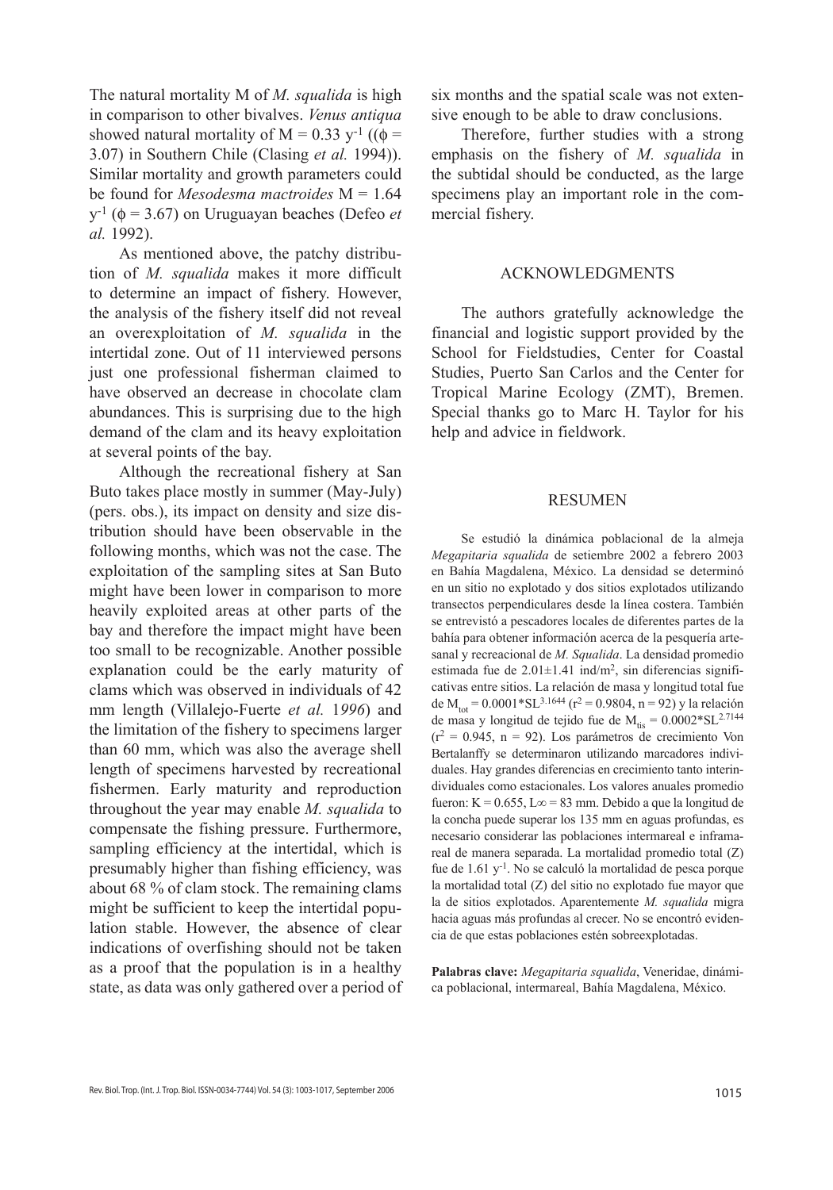The natural mortality M of *M. squalida* is high in comparison to other bivalves. *Venus antiqua* showed natural mortality of $M = 0.33\ y^{-1}$ (($\phi = 3.07$) in Southern Chile (Clasing *et al.* 1994)). Similar mortality and growth parameters could be found for *Mesodesma mactroides* $M = 1.64\ y^{-1}$ ($\phi = 3.67$) on Uruguayan beaches (Defeo *et al.* 1992).

As mentioned above, the patchy distribution of *M. squalida* makes it more difficult to determine an impact of fishery. However, the analysis of the fishery itself did not reveal an overexploitation of *M. squalida* in the intertidal zone. Out of 11 interviewed persons just one professional fisherman claimed to have observed an decrease in chocolate clam abundances. This is surprising due to the high demand of the clam and its heavy exploitation at several points of the bay.

Although the recreational fishery at San Buto takes place mostly in summer (May-July) (pers. obs.), its impact on density and size distribution should have been observable in the following months, which was not the case. The exploitation of the sampling sites at San Buto might have been lower in comparison to more heavily exploited areas at other parts of the bay and therefore the impact might have been too small to be recognizable. Another possible explanation could be the early maturity of clams which was observed in individuals of 42 mm length (Villalejo-Fuerte *et al.* 1*996*) and the limitation of the fishery to specimens larger than 60 mm, which was also the average shell length of specimens harvested by recreational fishermen. Early maturity and reproduction throughout the year may enable *M. squalida* to compensate the fishing pressure. Furthermore, sampling efficiency at the intertidal, which is presumably higher than fishing efficiency, was about 68 % of clam stock. The remaining clams might be sufficient to keep the intertidal population stable. However, the absence of clear indications of overfishing should not be taken as a proof that the population is in a healthy state, as data was only gathered over a period of six months and the spatial scale was not extensive enough to be able to draw conclusions.

Therefore, further studies with a strong emphasis on the fishery of *M. squalida* in the subtidal should be conducted, as the large specimens play an important role in the commercial fishery.

## ACKNOWLEDGMENTS

The authors gratefully acknowledge the financial and logistic support provided by the School for Fieldstudies, Center for Coastal Studies, Puerto San Carlos and the Center for Tropical Marine Ecology (ZMT), Bremen. Special thanks go to Marc H. Taylor for his help and advice in fieldwork.

## RESUMEN

Se estudió la dinámica poblacional de la almeja *Megapitaria squalida* de setiembre 2002 a febrero 2003 en Bahía Magdalena, México. La densidad se determinó en un sitio no explotado y dos sitios explotados utilizando transectos perpendiculares desde la línea costera. También se entrevistó a pescadores locales de diferentes partes de la bahía para obtener información acerca de la pesquería artesanal y recreacional de *M. Squalida*. La densidad promedio estimada fue de $2.01 \pm 1.41$ ind/m$^2$, sin diferencias significativas entre sitios. La relación de masa y longitud total fue de $M_{tot} = 0.0001 * SL^{3.1644}$ ($r^2 = 0.9804$, n = 92) y la relación de masa y longitud de tejido fue de $M_{tis} = 0.0002 * SL^{2.7144}$ ($r^2 = 0.945$, n = 92). Los parámetros de crecimiento Von Bertalanffy se determinaron utilizando marcadores individuales. Hay grandes diferencias en crecimiento tanto interindividuales como estacionales. Los valores anuales promedio fueron: $K = 0.655$, $L\infty = 83$ mm. Debido a que la longitud de la concha puede superar los 135 mm en aguas profundas, es necesario considerar las poblaciones intermareal e inframareal de manera separada. La mortalidad promedio total (Z) fue de $1.61\ y^{-1}$. No se calculó la mortalidad de pesca porque la mortalidad total (Z) del sitio no explotado fue mayor que la de sitios explotados. Aparentemente *M. squalida* migra hacia aguas más profundas al crecer. No se encontró evidencia de que estas poblaciones estén sobreexplotadas.

**Palabras clave:** *Megapitaria squalida*, Veneridae, dinámica poblacional, intermareal, Bahía Magdalena, México.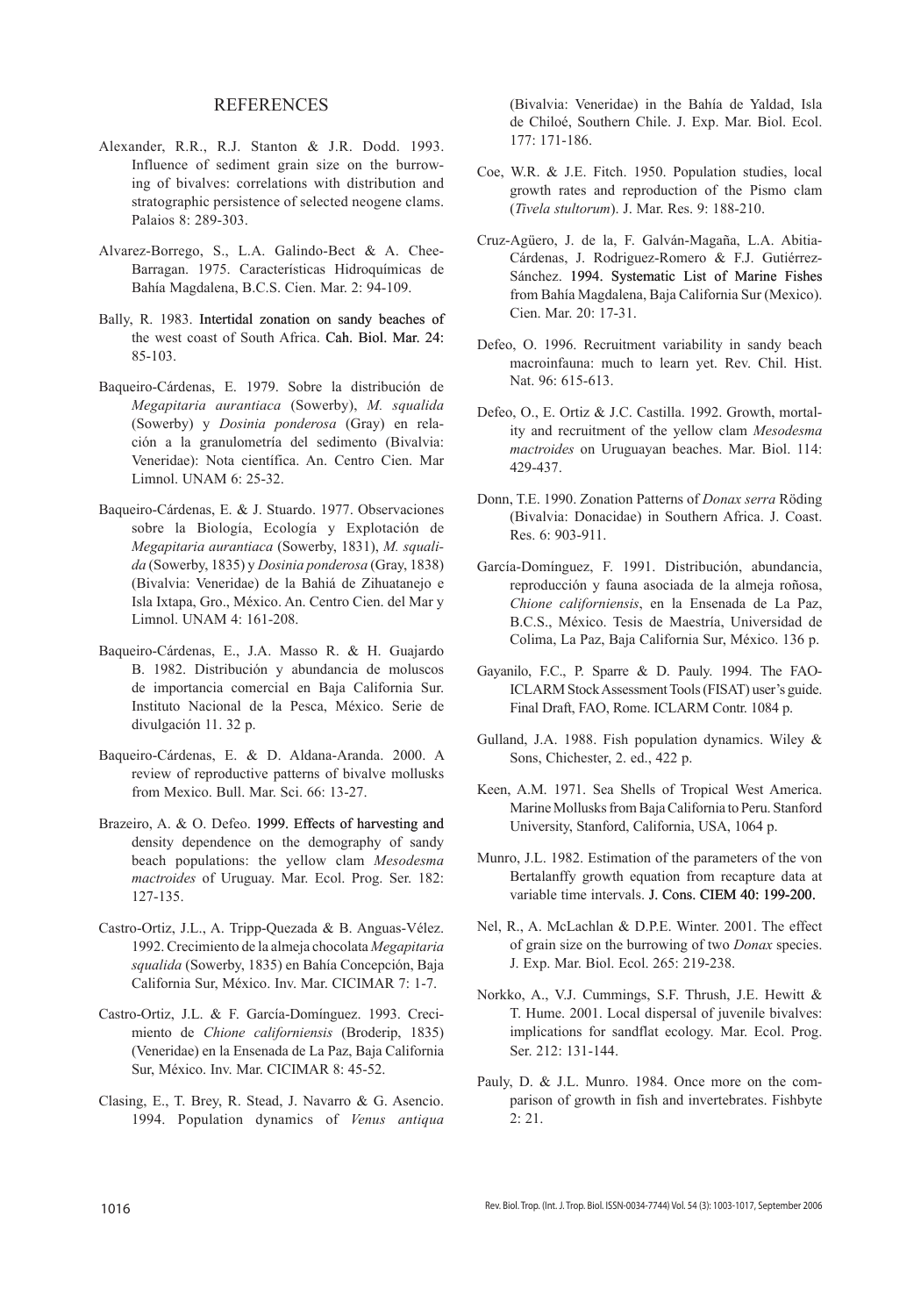## REFERENCES

Alexander, R.R., R.J. Stanton & J.R. Dodd. 1993. Influence of sediment grain size on the burrowing of bivalves: correlations with distribution and stratographic persistence of selected neogene clams. Palaios 8: 289-303.

Alvarez-Borrego, S., L.A. Galindo-Bect & A. Chee-Barragan. 1975. Características Hidroquímicas de Bahía Magdalena, B.C.S. Cien. Mar. 2: 94-109.

Bally, R. 1983. Intertidal zonation on sandy beaches of the west coast of South Africa. Cah. Biol. Mar. 24: 85-103.

Baqueiro-Cárdenas, E. 1979. Sobre la distribución de *Megapitaria aurantiaca* (Sowerby), *M. squalida* (Sowerby) y *Dosinia ponderosa* (Gray) en relación a la granulometría del sedimento (Bivalvia: Veneridae): Nota científica. An. Centro Cien. Mar Limnol. UNAM 6: 25-32.

Baqueiro-Cárdenas, E. & J. Stuardo. 1977. Observaciones sobre la Biología, Ecología y Explotación de *Megapitaria aurantiaca* (Sowerby, 1831), *M. squalida* (Sowerby, 1835) y *Dosinia ponderosa* (Gray, 1838) (Bivalvia: Veneridae) de la Bahiá de Zihuatanejo e Isla Ixtapa, Gro., México. An. Centro Cien. del Mar y Limnol. UNAM 4: 161-208.

Baqueiro-Cárdenas, E., J.A. Masso R. & H. Guajardo B. 1982. Distribución y abundancia de moluscos de importancia comercial en Baja California Sur. Instituto Nacional de la Pesca, México. Serie de divulgación 11. 32 p.

Baqueiro-Cárdenas, E. & D. Aldana-Aranda. 2000. A review of reproductive patterns of bivalve mollusks from Mexico. Bull. Mar. Sci. 66: 13-27.

Brazeiro, A. & O. Defeo. 1999. Effects of harvesting and density dependence on the demography of sandy beach populations: the yellow clam *Mesodesma mactroides* of Uruguay. Mar. Ecol. Prog. Ser. 182: 127-135.

Castro-Ortiz, J.L., A. Tripp-Quezada & B. Anguas-Vélez. 1992. Crecimiento de la almeja chocolata *Megapitaria squalida* (Sowerby, 1835) en Bahía Concepción, Baja California Sur, México. Inv. Mar. CICIMAR 7: 1-7.

Castro-Ortiz, J.L. & F. García-Domínguez. 1993. Crecimiento de *Chione californiensis* (Broderip, 1835) (Veneridae) en la Ensenada de La Paz, Baja California Sur, México. Inv. Mar. CICIMAR 8: 45-52.

Clasing, E., T. Brey, R. Stead, J. Navarro & G. Asencio. 1994. Population dynamics of *Venus antiqua* (Bivalvia: Veneridae) in the Bahía de Yaldad, Isla de Chiloé, Southern Chile. J. Exp. Mar. Biol. Ecol. 177: 171-186.

Coe, W.R. & J.E. Fitch. 1950. Population studies, local growth rates and reproduction of the Pismo clam (*Tivela stultorum*). J. Mar. Res. 9: 188-210.

Cruz-Agüero, J. de la, F. Galván-Magaña, L.A. Abitia-Cárdenas, J. Rodriguez-Romero & F.J. Gutiérrez-Sánchez. 1994. Systematic List of Marine Fishes from Bahía Magdalena, Baja California Sur (Mexico). Cien. Mar. 20: 17-31.

Defeo, O. 1996. Recruitment variability in sandy beach macroinfauna: much to learn yet. Rev. Chil. Hist. Nat. 96: 615-613.

Defeo, O., E. Ortiz & J.C. Castilla. 1992. Growth, mortality and recruitment of the yellow clam *Mesodesma mactroides* on Uruguayan beaches. Mar. Biol. 114: 429-437.

Donn, T.E. 1990. Zonation Patterns of *Donax serra* Röding (Bivalvia: Donacidae) in Southern Africa. J. Coast. Res. 6: 903-911.

García-Domínguez, F. 1991. Distribución, abundancia, reproducción y fauna asociada de la almeja roñosa, *Chione californiensis*, en la Ensenada de La Paz, B.C.S., México. Tesis de Maestría, Universidad de Colima, La Paz, Baja California Sur, México. 136 p.

Gayanilo, F.C., P. Sparre & D. Pauly. 1994. The FAO-ICLARM Stock Assessment Tools (FISAT) user's guide. Final Draft, FAO, Rome. ICLARM Contr. 1084 p.

Gulland, J.A. 1988. Fish population dynamics. Wiley & Sons, Chichester, 2. ed., 422 p.

Keen, A.M. 1971. Sea Shells of Tropical West America. Marine Mollusks from Baja California to Peru. Stanford University, Stanford, California, USA, 1064 p.

Munro, J.L. 1982. Estimation of the parameters of the von Bertalanffy growth equation from recapture data at variable time intervals. J. Cons. CIEM 40: 199-200.

Nel, R., A. McLachlan & D.P.E. Winter. 2001. The effect of grain size on the burrowing of two *Donax* species. J. Exp. Mar. Biol. Ecol. 265: 219-238.

Norkko, A., V.J. Cummings, S.F. Thrush, J.E. Hewitt & T. Hume. 2001. Local dispersal of juvenile bivalves: implications for sandflat ecology. Mar. Ecol. Prog. Ser. 212: 131-144.

Pauly, D. & J.L. Munro. 1984. Once more on the comparison of growth in fish and invertebrates. Fishbyte 2: 21.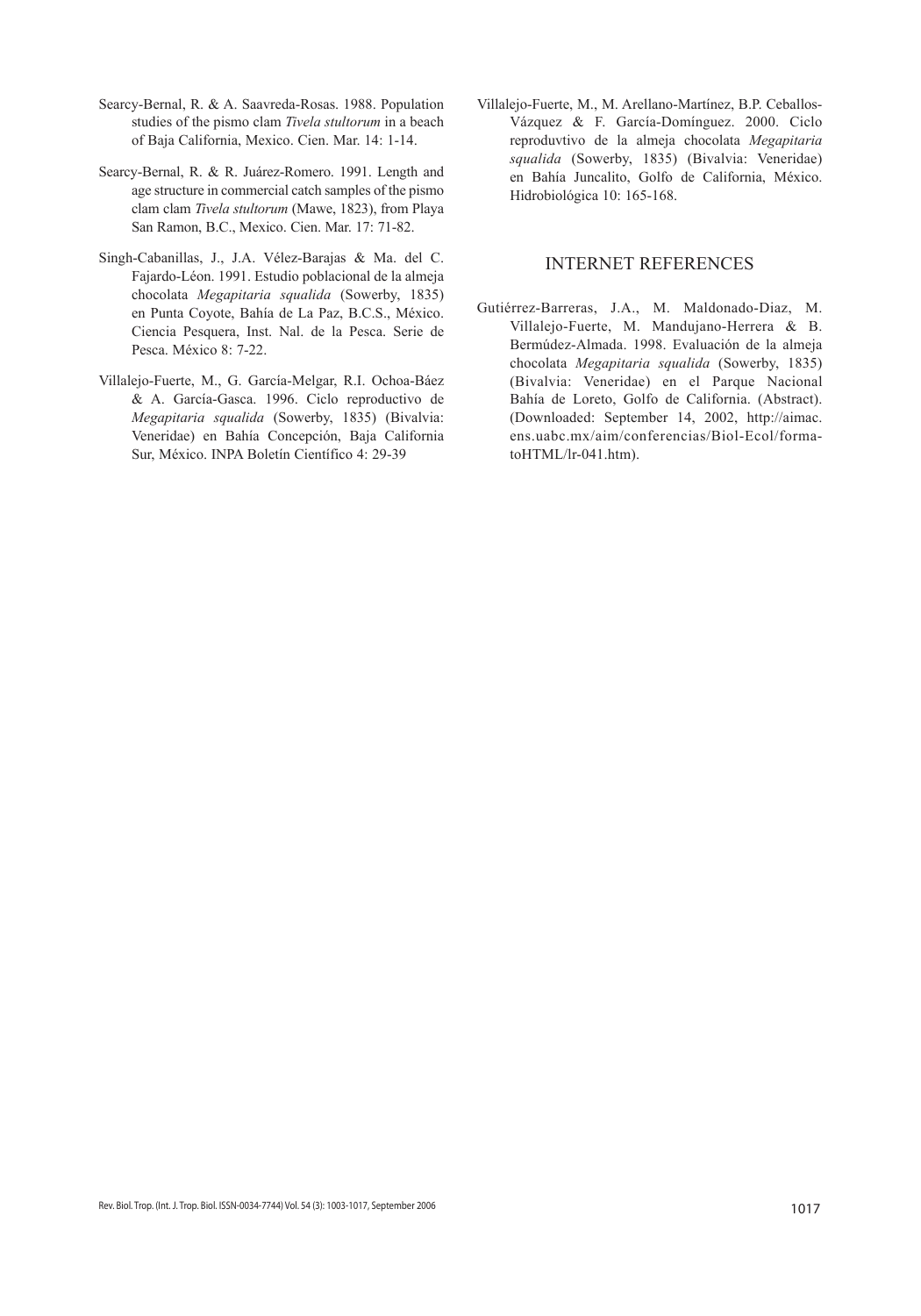Searcy-Bernal, R. & A. Saavreda-Rosas. 1988. Population studies of the pismo clam *Tivela stultorum* in a beach of Baja California, Mexico. Cien. Mar. 14: 1-14.

Searcy-Bernal, R. & R. Juárez-Romero. 1991. Length and age structure in commercial catch samples of the pismo clam clam *Tivela stultorum* (Mawe, 1823), from Playa San Ramon, B.C., Mexico. Cien. Mar. 17: 71-82.

Singh-Cabanillas, J., J.A. Vélez-Barajas & Ma. del C. Fajardo-Léon. 1991. Estudio poblacional de la almeja chocolata *Megapitaria squalida* (Sowerby, 1835) en Punta Coyote, Bahía de La Paz, B.C.S., México. Ciencia Pesquera, Inst. Nal. de la Pesca. Serie de Pesca. México 8: 7-22.

Villalejo-Fuerte, M., G. García-Melgar, R.I. Ochoa-Báez & A. García-Gasca. 1996. Ciclo reproductivo de *Megapitaria squalida* (Sowerby, 1835) (Bivalvia: Veneridae) en Bahía Concepción, Baja California Sur, México. INPA Boletín Científico 4: 29-39

Villalejo-Fuerte, M., M. Arellano-Martínez, B.P. Ceballos-Vázquez & F. García-Domínguez. 2000. Ciclo reproduvtivo de la almeja chocolata *Megapitaria squalida* (Sowerby, 1835) (Bivalvia: Veneridae) en Bahía Juncalito, Golfo de California, México. Hidrobiológica 10: 165-168.

## INTERNET REFERENCES

Gutiérrez-Barreras, J.A., M. Maldonado-Diaz, M. Villalejo-Fuerte, M. Mandujano-Herrera & B. Bermúdez-Almada. 1998. Evaluación de la almeja chocolata *Megapitaria squalida* (Sowerby, 1835) (Bivalvia: Veneridae) en el Parque Nacional Bahía de Loreto, Golfo de California. (Abstract). (Downloaded: September 14, 2002, http://aimac.ens.uabc.mx/aim/conferencias/Biol-Ecol/formatoHTML/lr-041.htm).